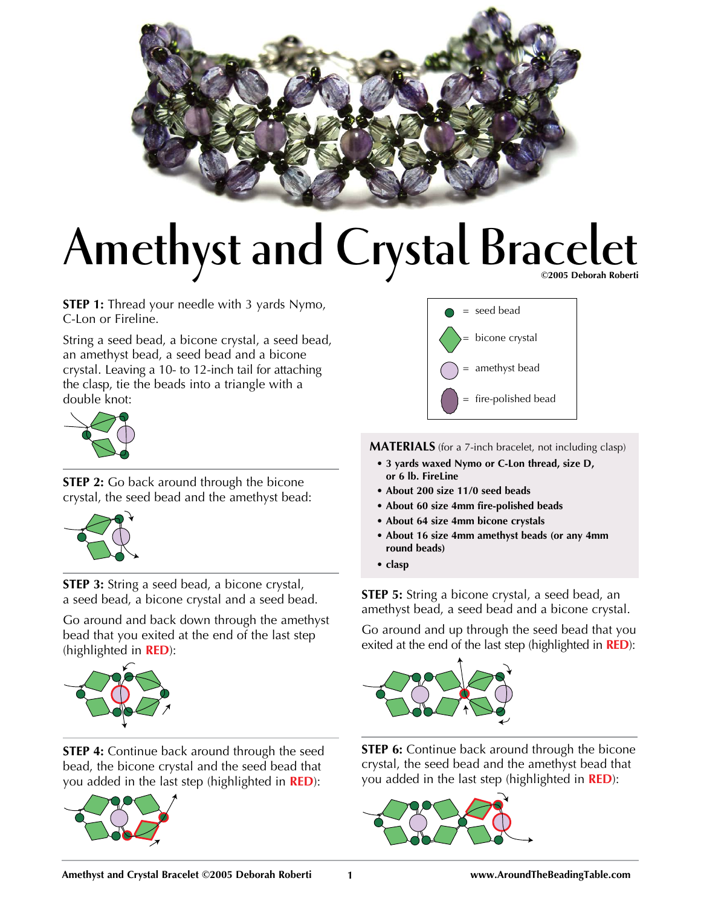# Amethyst and Crystal Bracelet

©2005 Deborah Roberti

**STEP 1:** Thread your needle with 3 yards Nymo, C-Lon or Fireline.

String a seed bead, a bicone crystal, a seed bead, an amethyst bead, a seed bead and a bicone crystal. Leaving a 10- to 12-inch tail for attaching the clasp, tie the beads into a triangle with a double knot:

**STEP 2:** Go back around through the bicone crystal, the seed bead and the amethyst bead:

**STEP 3:** String a seed bead, a bicone crystal, a seed bead, a bicone crystal and a seed bead.

Go around and back down through the amethyst bead that you exited at the end of the last step (highlighted in **RED**):

**STEP 4:** Continue back around through the seed bead, the bicone crystal and the seed bead that you added in the last step (highlighted in **RED**):

- = seed bead
- = bicone crystal
- = amethyst bead
- = fire-polished bead

**MATERIALS** (for a 7-inch bracelet, not including clasp)

- **3 yards waxed Nymo or C-Lon thread, size D, or 6 lb. FireLine**
- **About 200 size 11/0 seed beads**
- **About 60 size 4mm fire-polished beads**
- **About 64 size 4mm bicone crystals**
- **About 16 size 4mm amethyst beads (or any 4mm round beads)**
- **clasp**

**STEP 5:** String a bicone crystal, a seed bead, an amethyst bead, a seed bead and a bicone crystal.

Go around and up through the seed bead that you exited at the end of the last step (highlighted in **RED**):

**STEP 6:** Continue back around through the bicone crystal, the seed bead and the amethyst bead that you added in the last step (highlighted in **RED**):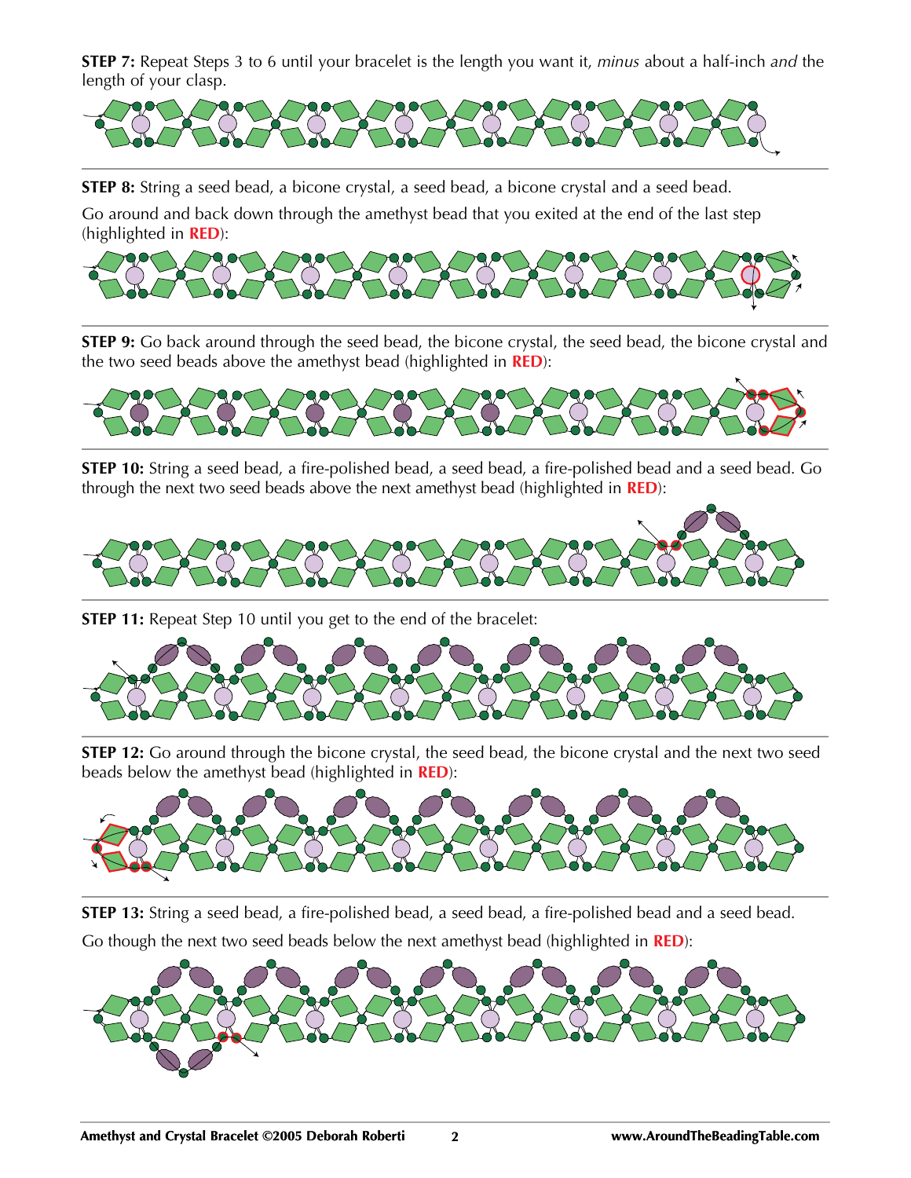**STEP 7:** Repeat Steps 3 to 6 until your bracelet is the length you want it, *minus* about a half-inch *and* the length of your clasp.

**STEP 8:** String a seed bead, a bicone crystal, a seed bead, a bicone crystal and a seed bead.

Go around and back down through the amethyst bead that you exited at the end of the last step (highlighted in **RED**):

**STEP 9:** Go back around through the seed bead, the bicone crystal, the seed bead, the bicone crystal and the two seed beads above the amethyst bead (highlighted in **RED**):

**STEP 10:** String a seed bead, a fire-polished bead, a seed bead, a fire-polished bead and a seed bead. Go through the next two seed beads above the next amethyst bead (highlighted in **RED**):

**STEP 11:** Repeat Step 10 until you get to the end of the bracelet:

**STEP 12:** Go around through the bicone crystal, the seed bead, the bicone crystal and the next two seed beads below the amethyst bead (highlighted in **RED**):

**STEP 13:** String a seed bead, a fire-polished bead, a seed bead, a fire-polished bead and a seed bead.

Go though the next two seed beads below the next amethyst bead (highlighted in **RED**):

**Amethyst and Crystal Bracelet ©2005 Deborah Roberti** **www.AroundTheBeadingTable.com**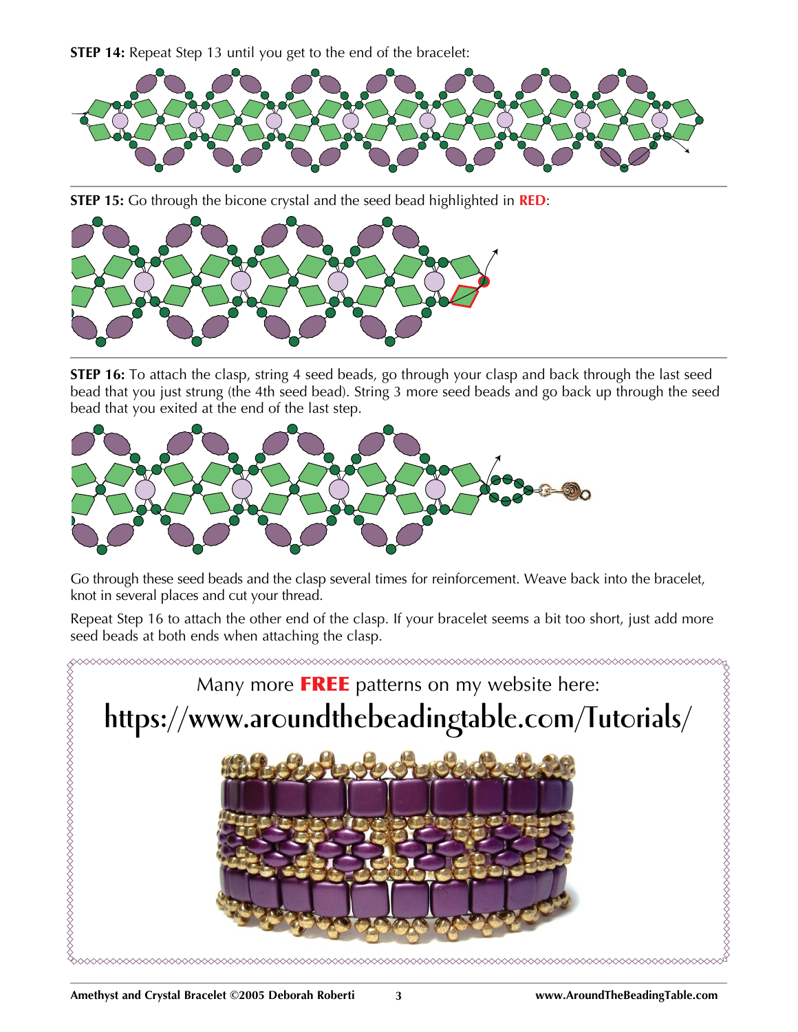**STEP 14:** Repeat Step 13 until you get to the end of the bracelet:

**STEP 15:** Go through the bicone crystal and the seed bead highlighted in **RED**:

**STEP 16:** To attach the clasp, string 4 seed beads, go through your clasp and back through the last seed bead that you just strung (the 4th seed bead). String 3 more seed beads and go back up through the seed bead that you exited at the end of the last step.

Go through these seed beads and the clasp several times for reinforcement. Weave back into the bracelet, knot in several places and cut your thread.

Repeat Step 16 to attach the other end of the clasp. If your bracelet seems a bit too short, just add more seed beads at both ends when attaching the clasp.

Many more **FREE** patterns on my website here:

**https://www.aroundthebeadingtable.com/Tutorials/**